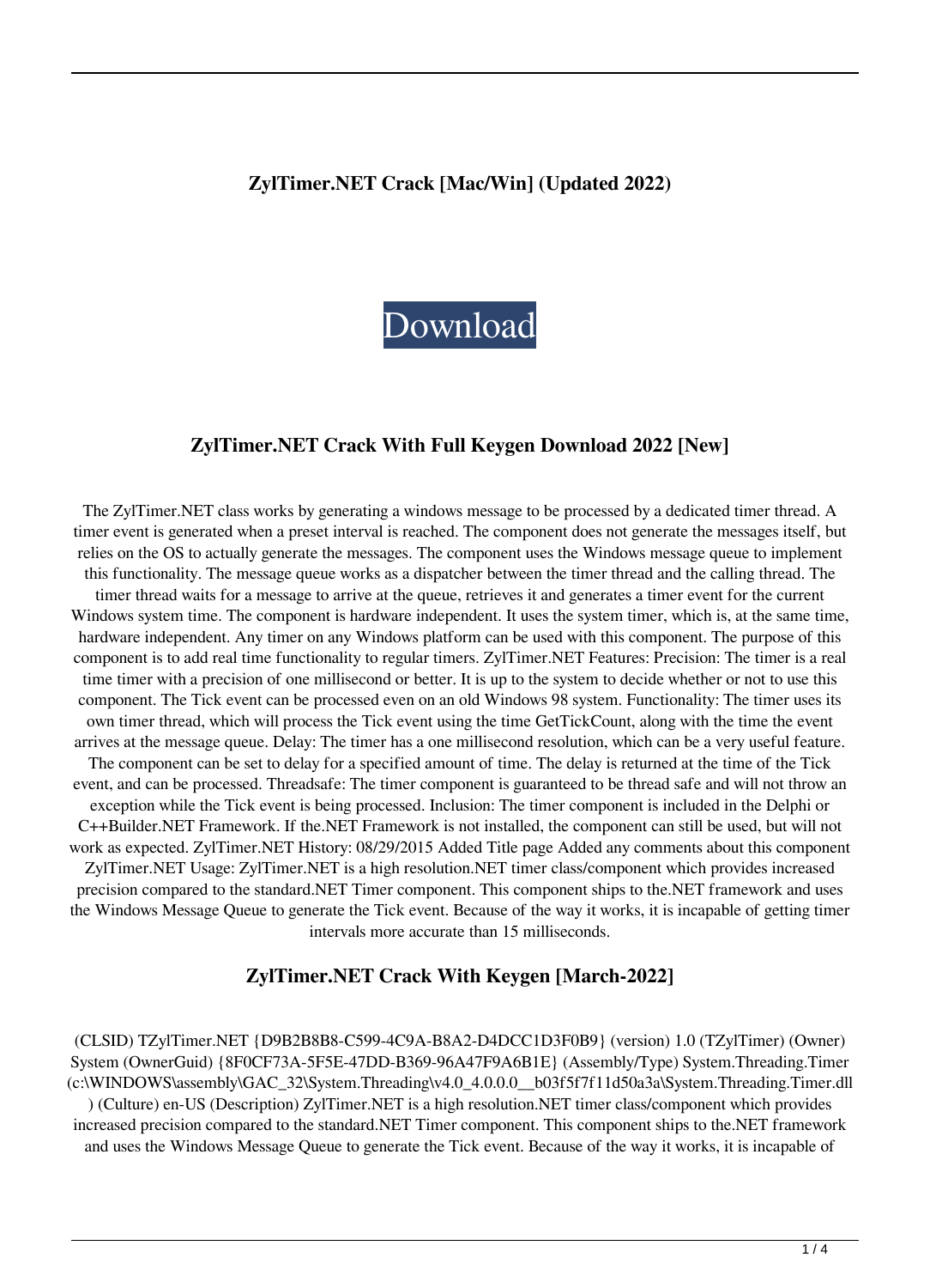# ZylTimer.NET Crack [Mac/Win] (Updated 2022)

Download

## ZylTimer.NET Crack With Full Keygen Download 2022 [New]

The ZylTimer.NET class works by generating a windows message to be processed by a dedicated timer thread. A timer event is generated when a preset interval is reached. The component does not generate the messages itself, but relies on the OS to actually generate the messages. The component uses the Windows message queue to implement this functionality. The message queue works as a dispatcher between the timer thread and the calling thread. The timer thread waits for a message to arrive at the queue, retrieves it and generates a timer event for the current Windows system time. The component is hardware independent. It uses the system timer, which is, at the same time, hardware independent. Any timer on any Windows platform can be used with this component. The purpose of this component is to add real time functionality to regular timers. ZylTimer.NET Features: Precision: The timer is a real time timer with a precision of one millisecond or better. It is up to the system to decide whether or not to use this component. The Tick event can be processed even on an old Windows 98 system. Functionality: The timer uses its own timer thread, which will process the Tick event using the time GetTickCount, along with the time the event arrives at the message queue. Delay: The timer has a one millisecond resolution, which can be a very useful feature. The component can be set to delay for a specified amount of time. The delay is returned at the time of the Tick event, and can be processed. Threadsafe: The timer component is guaranteed to be thread safe and will not throw an exception while the Tick event is being processed. Inclusion: The timer component is included in the Delphi or C++Builder.NET Framework. If the.NET Framework is not installed, the component can still be used, but will not work as expected. ZylTimer.NET History: 08/29/2015 Added Title page Added any comments about this component ZylTimer.NET Usage: ZylTimer.NET is a high resolution.NET timer class/component which provides increased precision compared to the standard.NET Timer component. This component ships to the.NET framework and uses the Windows Message Queue to generate the Tick event. Because of the way it works, it is incapable of getting timer intervals more accurate than 15 milliseconds.

## ZylTimer.NET Crack With Keygen [March-2022]

(CLSID) TZylTimer.NET {D9B2B8B8-C599-4C9A-B8A2-D4DCC1D3F0B9} (version) 1.0 (TZylTimer) (Owner) System (OwnerGuid) {8F0CF73A-5F5E-47DD-B369-96A47F9A6B1E} (Assembly/Type) System.Threading.Timer (c:\WINDOWS\assembly\GAC_32\System.Threading\v4.0_4.0.0.0__b03f5f7f11d50a3a\System.Threading.Timer.dll ) (Culture) en-US (Description) ZylTimer.NET is a high resolution.NET timer class/component which provides increased precision compared to the standard.NET Timer component. This component ships to the.NET framework and uses the Windows Message Queue to generate the Tick event. Because of the way it works, it is incapable of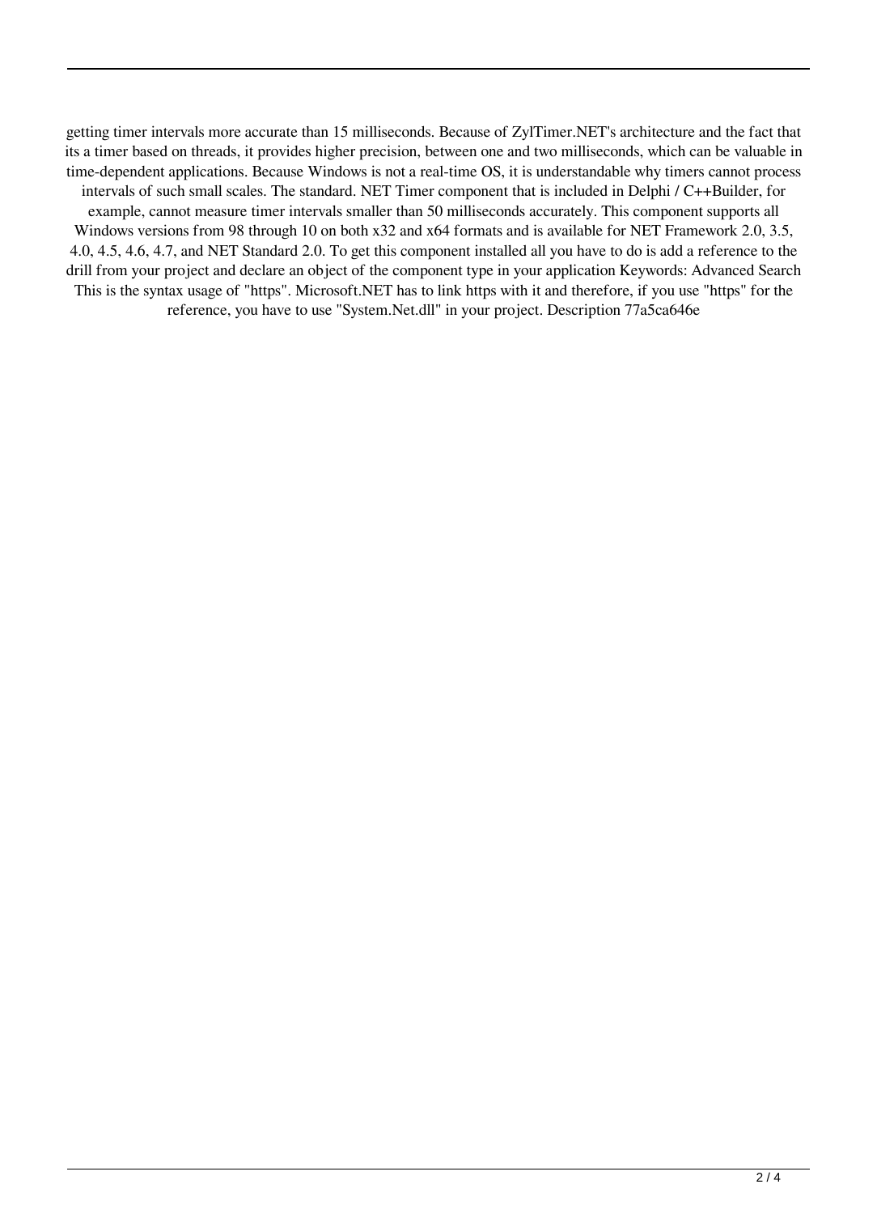getting timer intervals more accurate than 15 milliseconds. Because of ZylTimer.NET's architecture and the fact that its a timer based on threads, it provides higher precision, between one and two milliseconds, which can be valuable in time-dependent applications. Because Windows is not a real-time OS, it is understandable why timers cannot process intervals of such small scales. The standard. NET Timer component that is included in Delphi / C++Builder, for example, cannot measure timer intervals smaller than 50 milliseconds accurately. This component supports all Windows versions from 98 through 10 on both x32 and x64 formats and is available for NET Framework 2.0, 3.5, 4.0, 4.5, 4.6, 4.7, and NET Standard 2.0. To get this component installed all you have to do is add a reference to the drill from your project and declare an object of the component type in your application Keywords: Advanced Search This is the syntax usage of "https". Microsoft.NET has to link https with it and therefore, if you use "https" for the reference, you have to use "System.Net.dll" in your project. Description 77a5ca646e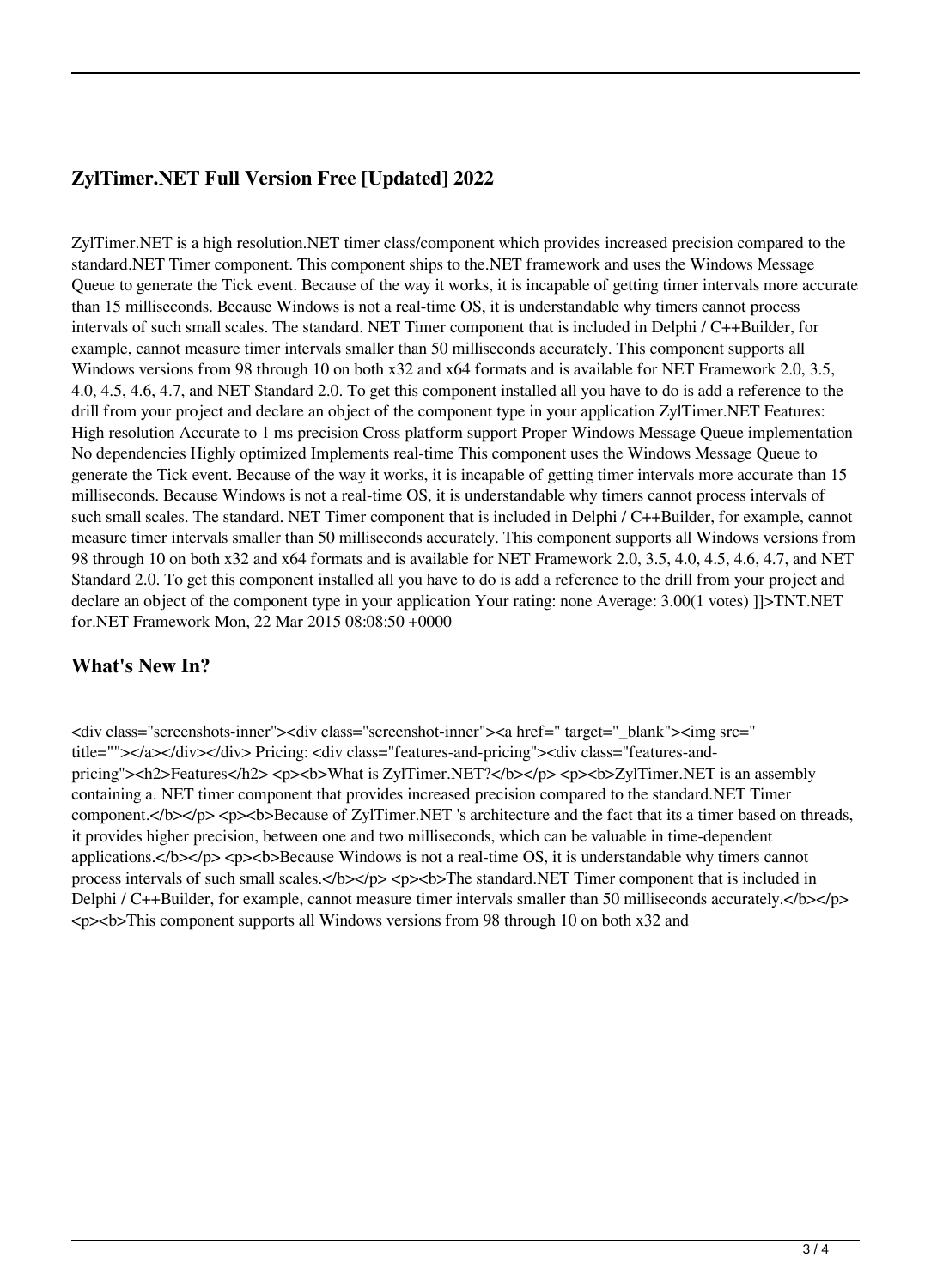## ZylTimer.NET Full Version Free [Updated] 2022

ZylTimer.NET is a high resolution.NET timer class/component which provides increased precision compared to the standard.NET Timer component. This component ships to the.NET framework and uses the Windows Message Queue to generate the Tick event. Because of the way it works, it is incapable of getting timer intervals more accurate than 15 milliseconds. Because Windows is not a real-time OS, it is understandable why timers cannot process intervals of such small scales. The standard. NET Timer component that is included in Delphi / C++Builder, for example, cannot measure timer intervals smaller than 50 milliseconds accurately. This component supports all Windows versions from 98 through 10 on both x32 and x64 formats and is available for NET Framework 2.0, 3.5, 4.0, 4.5, 4.6, 4.7, and NET Standard 2.0. To get this component installed all you have to do is add a reference to the drill from your project and declare an object of the component type in your application ZylTimer.NET Features: High resolution Accurate to 1 ms precision Cross platform support Proper Windows Message Queue implementation No dependencies Highly optimized Implements real-time This component uses the Windows Message Queue to generate the Tick event. Because of the way it works, it is incapable of getting timer intervals more accurate than 15 milliseconds. Because Windows is not a real-time OS, it is understandable why timers cannot process intervals of such small scales. The standard. NET Timer component that is included in Delphi / C++Builder, for example, cannot measure timer intervals smaller than 50 milliseconds accurately. This component supports all Windows versions from 98 through 10 on both x32 and x64 formats and is available for NET Framework 2.0, 3.5, 4.0, 4.5, 4.6, 4.7, and NET Standard 2.0. To get this component installed all you have to do is add a reference to the drill from your project and declare an object of the component type in your application Your rating: none Average: 3.00(1 votes) ]]>TNT.NET for.NET Framework Mon, 22 Mar 2015 08:08:50 +0000

## What's New In?

<div class="screenshots-inner"><div class="screenshot-inner"><a href=" target="_blank"><img src=" title=""></a></div></div> Pricing: <div class="features-and-pricing"><div class="features-and-pricing"><h2>Features</h2> <p><b>What is ZylTimer.NET?</b></p> <p><b>ZylTimer.NET is an assembly containing a. NET timer component that provides increased precision compared to the standard.NET Timer component.</b></p> <p><b>Because of ZylTimer.NET 's architecture and the fact that its a timer based on threads, it provides higher precision, between one and two milliseconds, which can be valuable in time-dependent applications.</b></p> <p><b>Because Windows is not a real-time OS, it is understandable why timers cannot process intervals of such small scales.</b></p> <p><b>The standard.NET Timer component that is included in Delphi / C++Builder, for example, cannot measure timer intervals smaller than 50 milliseconds accurately.</b></p> <p><b>This component supports all Windows versions from 98 through 10 on both x32 and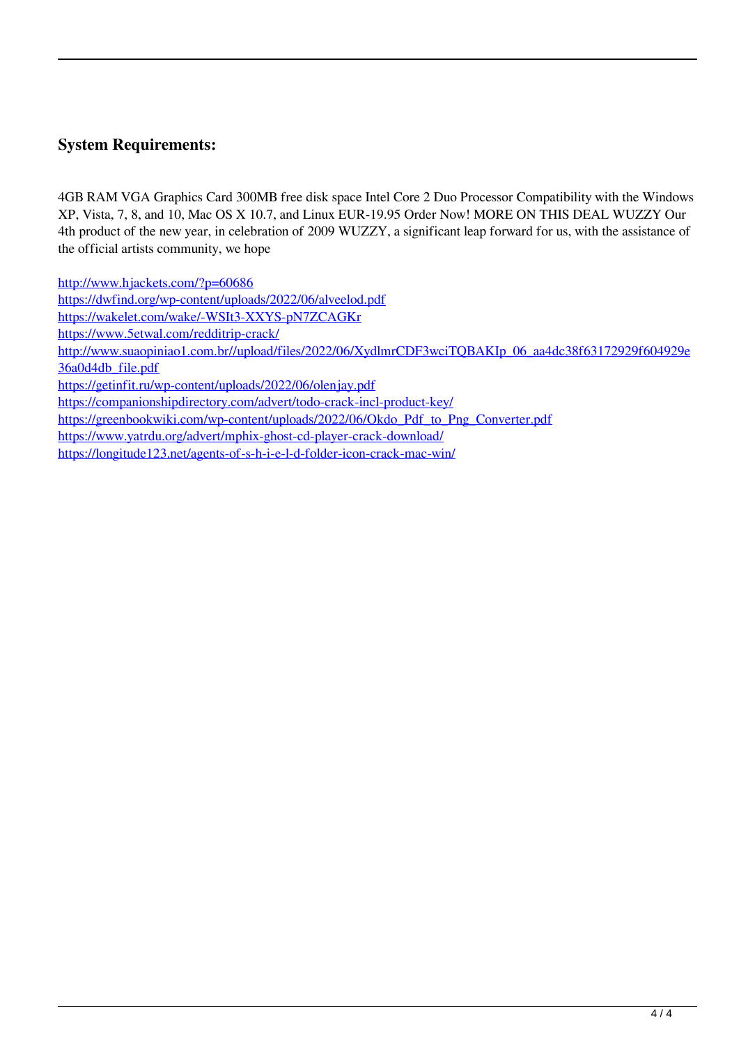## System Requirements:

4GB RAM VGA Graphics Card 300MB free disk space Intel Core 2 Duo Processor Compatibility with the Windows XP, Vista, 7, 8, and 10, Mac OS X 10.7, and Linux EUR-19.95 Order Now! MORE ON THIS DEAL WUZZY Our 4th product of the new year, in celebration of 2009 WUZZY, a significant leap forward for us, with the assistance of the official artists community, we hope

http://www.hjackets.com/?p=60686
https://dwfind.org/wp-content/uploads/2022/06/alveelod.pdf
https://wakelet.com/wake/-WSIt3-XXYS-pN7ZCAGKr
https://www.5etwal.com/redditrip-crack/
http://www.suaopiniao1.com.br//upload/files/2022/06/XydlmrCDF3wciTQBAKIp_06_aa4dc38f63172929f604929e36a0d4db_file.pdf
https://getinfit.ru/wp-content/uploads/2022/06/olenjay.pdf
https://companionshipdirectory.com/advert/todo-crack-incl-product-key/
https://greenbookwiki.com/wp-content/uploads/2022/06/Okdo_Pdf_to_Png_Converter.pdf
https://www.yatrdu.org/advert/mphix-ghost-cd-player-crack-download/
https://longitude123.net/agents-of-s-h-i-e-l-d-folder-icon-crack-mac-win/